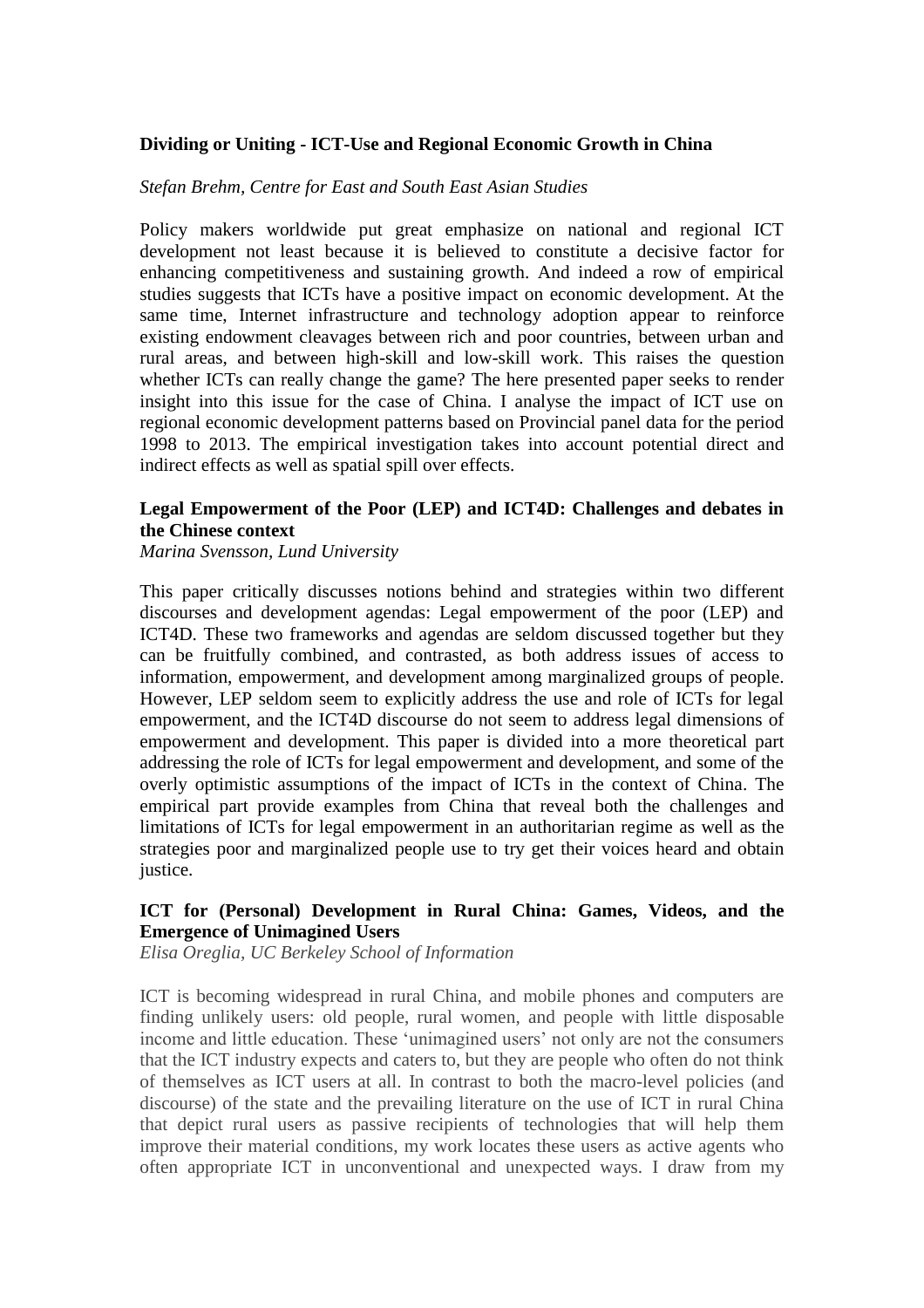**Dividing or Uniting - ICT-Use and Regional Economic Growth in China**

*Stefan Brehm, Centre for East and South East Asian Studies*

Policy makers worldwide put great emphasize on national and regional ICT development not least because it is believed to constitute a decisive factor for enhancing competitiveness and sustaining growth. And indeed a row of empirical studies suggests that ICTs have a positive impact on economic development. At the same time, Internet infrastructure and technology adoption appear to reinforce existing endowment cleavages between rich and poor countries, between urban and rural areas, and between high-skill and low-skill work. This raises the question whether ICTs can really change the game? The here presented paper seeks to render insight into this issue for the case of China. I analyse the impact of ICT use on regional economic development patterns based on Provincial panel data for the period 1998 to 2013. The empirical investigation takes into account potential direct and indirect effects as well as spatial spill over effects.

**Legal Empowerment of the Poor (LEP) and ICT4D: Challenges and debates in the Chinese context**

*Marina Svensson, Lund University*

This paper critically discusses notions behind and strategies within two different discourses and development agendas: Legal empowerment of the poor (LEP) and ICT4D. These two frameworks and agendas are seldom discussed together but they can be fruitfully combined, and contrasted, as both address issues of access to information, empowerment, and development among marginalized groups of people. However, LEP seldom seem to explicitly address the use and role of ICTs for legal empowerment, and the ICT4D discourse do not seem to address legal dimensions of empowerment and development. This paper is divided into a more theoretical part addressing the role of ICTs for legal empowerment and development, and some of the overly optimistic assumptions of the impact of ICTs in the context of China. The empirical part provide examples from China that reveal both the challenges and limitations of ICTs for legal empowerment in an authoritarian regime as well as the strategies poor and marginalized people use to try get their voices heard and obtain justice.

**ICT for (Personal) Development in Rural China: Games, Videos, and the Emergence of Unimagined Users**

*Elisa Oreglia, UC Berkeley School of Information*

ICT is becoming widespread in rural China, and mobile phones and computers are finding unlikely users: old people, rural women, and people with little disposable income and little education. These 'unimagined users' not only are not the consumers that the ICT industry expects and caters to, but they are people who often do not think of themselves as ICT users at all. In contrast to both the macro-level policies (and discourse) of the state and the prevailing literature on the use of ICT in rural China that depict rural users as passive recipients of technologies that will help them improve their material conditions, my work locates these users as active agents who often appropriate ICT in unconventional and unexpected ways. I draw from my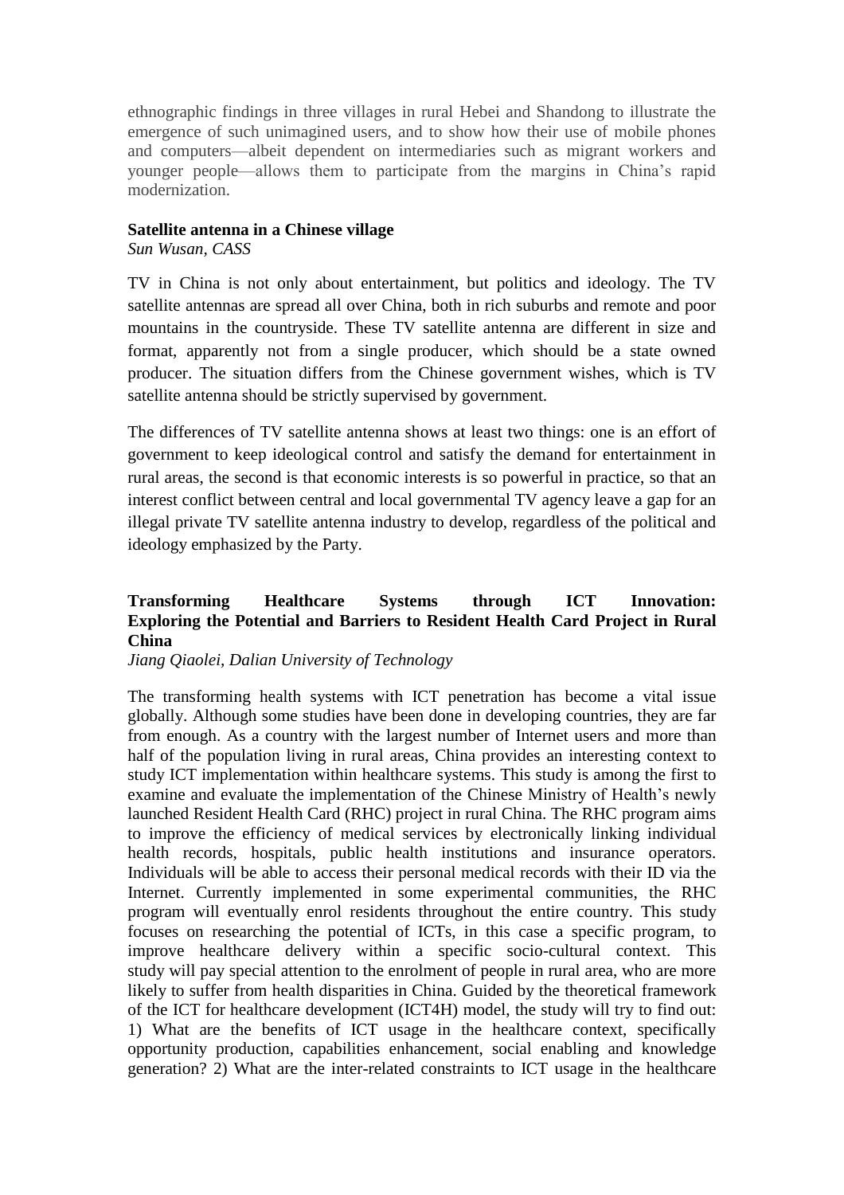ethnographic findings in three villages in rural Hebei and Shandong to illustrate the emergence of such unimagined users, and to show how their use of mobile phones and computers—albeit dependent on intermediaries such as migrant workers and younger people—allows them to participate from the margins in China's rapid modernization.

**Satellite antenna in a Chinese village**

*Sun Wusan, CASS*

TV in China is not only about entertainment, but politics and ideology. The TV satellite antennas are spread all over China, both in rich suburbs and remote and poor mountains in the countryside. These TV satellite antenna are different in size and format, apparently not from a single producer, which should be a state owned producer. The situation differs from the Chinese government wishes, which is TV satellite antenna should be strictly supervised by government.

The differences of TV satellite antenna shows at least two things: one is an effort of government to keep ideological control and satisfy the demand for entertainment in rural areas, the second is that economic interests is so powerful in practice, so that an interest conflict between central and local governmental TV agency leave a gap for an illegal private TV satellite antenna industry to develop, regardless of the political and ideology emphasized by the Party.

**Transforming Healthcare Systems through ICT Innovation: Exploring the Potential and Barriers to Resident Health Card Project in Rural China**

*Jiang Qiaolei, Dalian University of Technology*

The transforming health systems with ICT penetration has become a vital issue globally. Although some studies have been done in developing countries, they are far from enough. As a country with the largest number of Internet users and more than half of the population living in rural areas, China provides an interesting context to study ICT implementation within healthcare systems. This study is among the first to examine and evaluate the implementation of the Chinese Ministry of Health's newly launched Resident Health Card (RHC) project in rural China. The RHC program aims to improve the efficiency of medical services by electronically linking individual health records, hospitals, public health institutions and insurance operators. Individuals will be able to access their personal medical records with their ID via the Internet. Currently implemented in some experimental communities, the RHC program will eventually enrol residents throughout the entire country. This study focuses on researching the potential of ICTs, in this case a specific program, to improve healthcare delivery within a specific socio-cultural context. This study will pay special attention to the enrolment of people in rural area, who are more likely to suffer from health disparities in China. Guided by the theoretical framework of the ICT for healthcare development (ICT4H) model, the study will try to find out: 1) What are the benefits of ICT usage in the healthcare context, specifically opportunity production, capabilities enhancement, social enabling and knowledge generation? 2) What are the inter-related constraints to ICT usage in the healthcare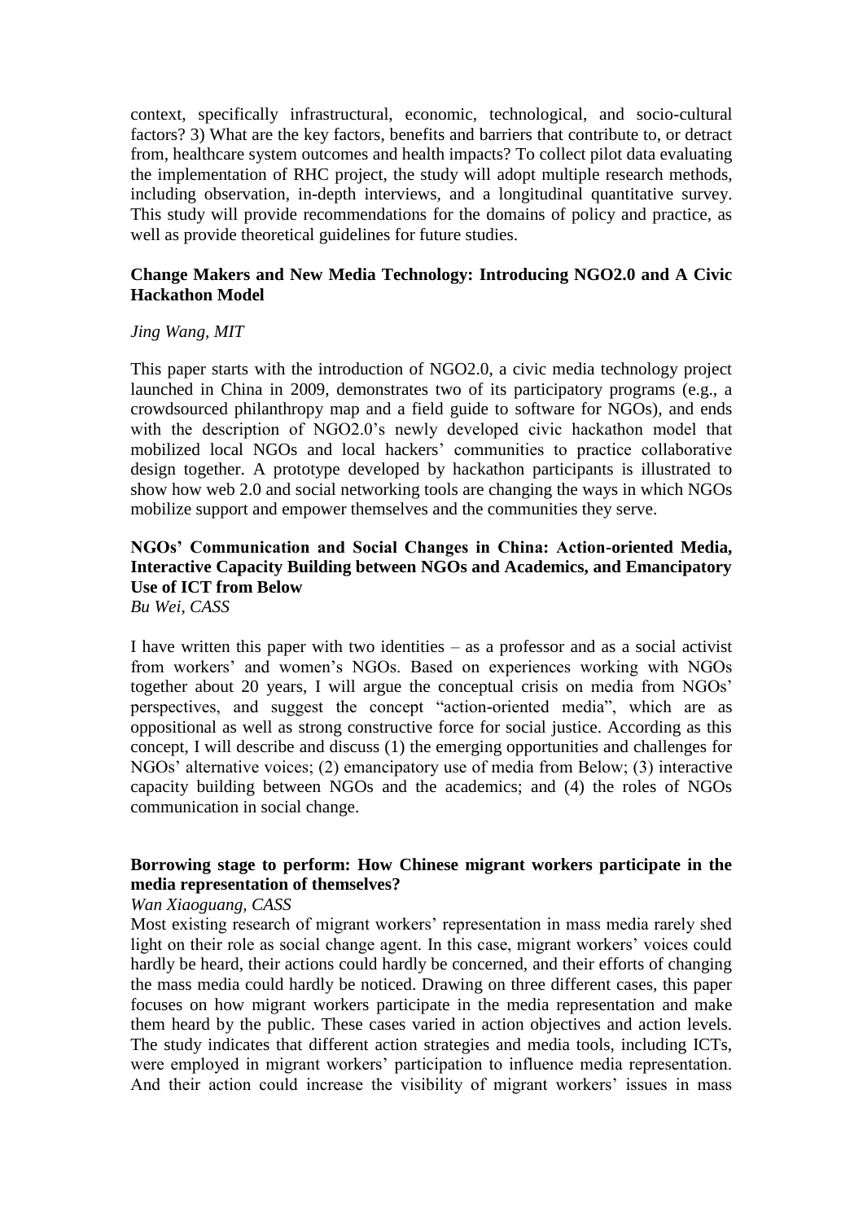context, specifically infrastructural, economic, technological, and socio-cultural factors? 3) What are the key factors, benefits and barriers that contribute to, or detract from, healthcare system outcomes and health impacts? To collect pilot data evaluating the implementation of RHC project, the study will adopt multiple research methods, including observation, in-depth interviews, and a longitudinal quantitative survey. This study will provide recommendations for the domains of policy and practice, as well as provide theoretical guidelines for future studies.

**Change Makers and New Media Technology: Introducing NGO2.0 and A Civic Hackathon Model**

*Jing Wang, MIT*

This paper starts with the introduction of NGO2.0, a civic media technology project launched in China in 2009, demonstrates two of its participatory programs (e.g., a crowdsourced philanthropy map and a field guide to software for NGOs), and ends with the description of NGO2.0's newly developed civic hackathon model that mobilized local NGOs and local hackers' communities to practice collaborative design together. A prototype developed by hackathon participants is illustrated to show how web 2.0 and social networking tools are changing the ways in which NGOs mobilize support and empower themselves and the communities they serve.

**NGOs' Communication and Social Changes in China: Action-oriented Media, Interactive Capacity Building between NGOs and Academics, and Emancipatory Use of ICT from Below**

*Bu Wei, CASS*

I have written this paper with two identities – as a professor and as a social activist from workers' and women's NGOs. Based on experiences working with NGOs together about 20 years, I will argue the conceptual crisis on media from NGOs' perspectives, and suggest the concept "action-oriented media", which are as oppositional as well as strong constructive force for social justice. According as this concept, I will describe and discuss (1) the emerging opportunities and challenges for NGOs' alternative voices; (2) emancipatory use of media from Below; (3) interactive capacity building between NGOs and the academics; and (4) the roles of NGOs communication in social change.

**Borrowing stage to perform: How Chinese migrant workers participate in the media representation of themselves?**

*Wan Xiaoguang, CASS*

Most existing research of migrant workers' representation in mass media rarely shed light on their role as social change agent. In this case, migrant workers' voices could hardly be heard, their actions could hardly be concerned, and their efforts of changing the mass media could hardly be noticed. Drawing on three different cases, this paper focuses on how migrant workers participate in the media representation and make them heard by the public. These cases varied in action objectives and action levels. The study indicates that different action strategies and media tools, including ICTs, were employed in migrant workers' participation to influence media representation. And their action could increase the visibility of migrant workers' issues in mass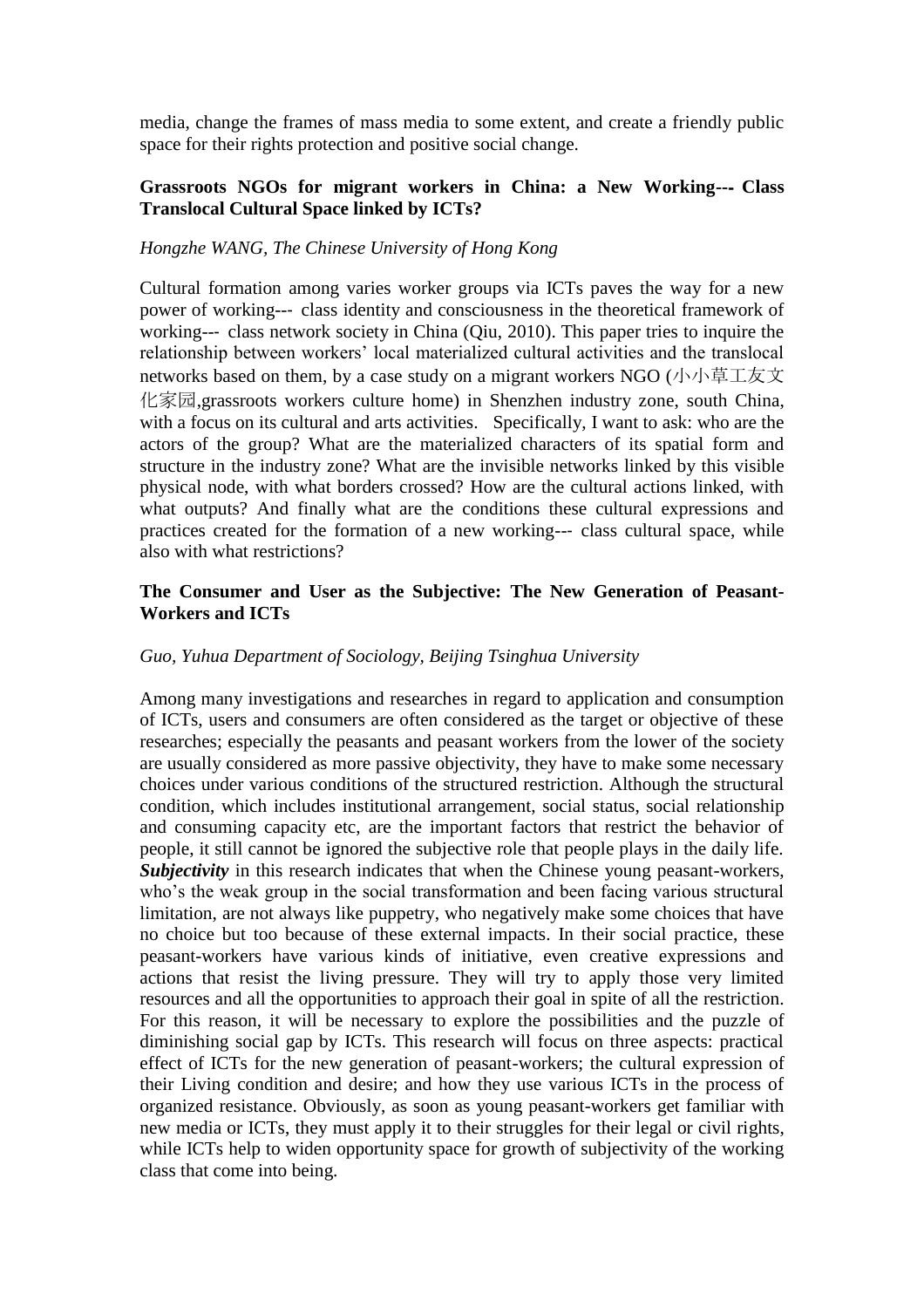media, change the frames of mass media to some extent, and create a friendly public space for their rights protection and positive social change.

### Grassroots NGOs for migrant workers in China: a New Working--- Class Translocal Cultural Space linked by ICTs?

*Hongzhe WANG, The Chinese University of Hong Kong*

Cultural formation among varies worker groups via ICTs paves the way for a new power of working--- class identity and consciousness in the theoretical framework of working--- class network society in China (Qiu, 2010). This paper tries to inquire the relationship between workers' local materialized cultural activities and the translocal networks based on them, by a case study on a migrant workers NGO (小小草工友文化家园,grassroots workers culture home) in Shenzhen industry zone, south China, with a focus on its cultural and arts activities. Specifically, I want to ask: who are the actors of the group? What are the materialized characters of its spatial form and structure in the industry zone? What are the invisible networks linked by this visible physical node, with what borders crossed? How are the cultural actions linked, with what outputs? And finally what are the conditions these cultural expressions and practices created for the formation of a new working--- class cultural space, while also with what restrictions?

### The Consumer and User as the Subjective: The New Generation of Peasant-Workers and ICTs

*Guo, Yuhua Department of Sociology, Beijing Tsinghua University*

Among many investigations and researches in regard to application and consumption of ICTs, users and consumers are often considered as the target or objective of these researches; especially the peasants and peasant workers from the lower of the society are usually considered as more passive objectivity, they have to make some necessary choices under various conditions of the structured restriction. Although the structural condition, which includes institutional arrangement, social status, social relationship and consuming capacity etc, are the important factors that restrict the behavior of people, it still cannot be ignored the subjective role that people plays in the daily life. ***Subjectivity*** in this research indicates that when the Chinese young peasant-workers, who's the weak group in the social transformation and been facing various structural limitation, are not always like puppetry, who negatively make some choices that have no choice but too because of these external impacts. In their social practice, these peasant-workers have various kinds of initiative, even creative expressions and actions that resist the living pressure. They will try to apply those very limited resources and all the opportunities to approach their goal in spite of all the restriction. For this reason, it will be necessary to explore the possibilities and the puzzle of diminishing social gap by ICTs. This research will focus on three aspects: practical effect of ICTs for the new generation of peasant-workers; the cultural expression of their Living condition and desire; and how they use various ICTs in the process of organized resistance. Obviously, as soon as young peasant-workers get familiar with new media or ICTs, they must apply it to their struggles for their legal or civil rights, while ICTs help to widen opportunity space for growth of subjectivity of the working class that come into being.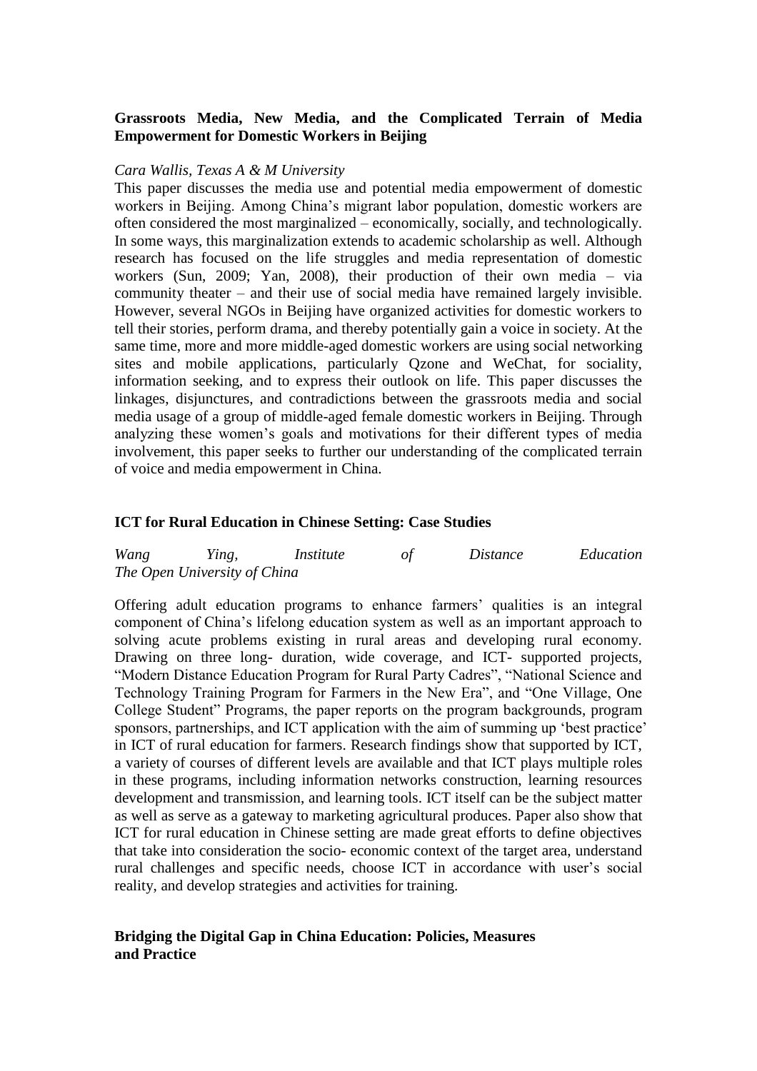**Grassroots Media, New Media, and the Complicated Terrain of Media Empowerment for Domestic Workers in Beijing**

*Cara Wallis, Texas A & M University*

This paper discusses the media use and potential media empowerment of domestic workers in Beijing. Among China's migrant labor population, domestic workers are often considered the most marginalized – economically, socially, and technologically. In some ways, this marginalization extends to academic scholarship as well. Although research has focused on the life struggles and media representation of domestic workers (Sun, 2009; Yan, 2008), their production of their own media – via community theater – and their use of social media have remained largely invisible. However, several NGOs in Beijing have organized activities for domestic workers to tell their stories, perform drama, and thereby potentially gain a voice in society. At the same time, more and more middle-aged domestic workers are using social networking sites and mobile applications, particularly Qzone and WeChat, for sociality, information seeking, and to express their outlook on life. This paper discusses the linkages, disjunctures, and contradictions between the grassroots media and social media usage of a group of middle-aged female domestic workers in Beijing. Through analyzing these women's goals and motivations for their different types of media involvement, this paper seeks to further our understanding of the complicated terrain of voice and media empowerment in China.

**ICT for Rural Education in Chinese Setting: Case Studies**

*Wang Ying, Institute of Distance Education*
*The Open University of China*

Offering adult education programs to enhance farmers' qualities is an integral component of China's lifelong education system as well as an important approach to solving acute problems existing in rural areas and developing rural economy. Drawing on three long- duration, wide coverage, and ICT- supported projects, "Modern Distance Education Program for Rural Party Cadres", "National Science and Technology Training Program for Farmers in the New Era", and "One Village, One College Student" Programs, the paper reports on the program backgrounds, program sponsors, partnerships, and ICT application with the aim of summing up 'best practice' in ICT of rural education for farmers. Research findings show that supported by ICT, a variety of courses of different levels are available and that ICT plays multiple roles in these programs, including information networks construction, learning resources development and transmission, and learning tools. ICT itself can be the subject matter as well as serve as a gateway to marketing agricultural produces. Paper also show that ICT for rural education in Chinese setting are made great efforts to define objectives that take into consideration the socio- economic context of the target area, understand rural challenges and specific needs, choose ICT in accordance with user's social reality, and develop strategies and activities for training.

**Bridging the Digital Gap in China Education: Policies, Measures and Practice**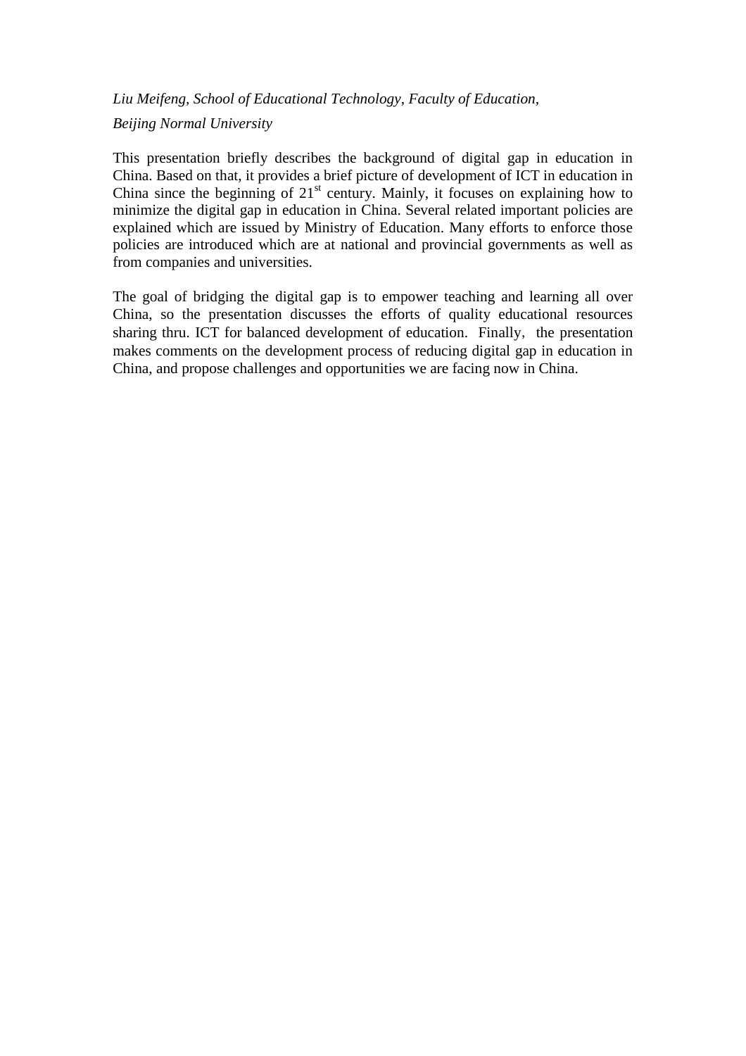*Liu Meifeng, School of Educational Technology, Faculty of Education, Beijing Normal University*

This presentation briefly describes the background of digital gap in education in China. Based on that, it provides a brief picture of development of ICT in education in China since the beginning of 21st century. Mainly, it focuses on explaining how to minimize the digital gap in education in China. Several related important policies are explained which are issued by Ministry of Education. Many efforts to enforce those policies are introduced which are at national and provincial governments as well as from companies and universities.

The goal of bridging the digital gap is to empower teaching and learning all over China, so the presentation discusses the efforts of quality educational resources sharing thru. ICT for balanced development of education. Finally, the presentation makes comments on the development process of reducing digital gap in education in China, and propose challenges and opportunities we are facing now in China.